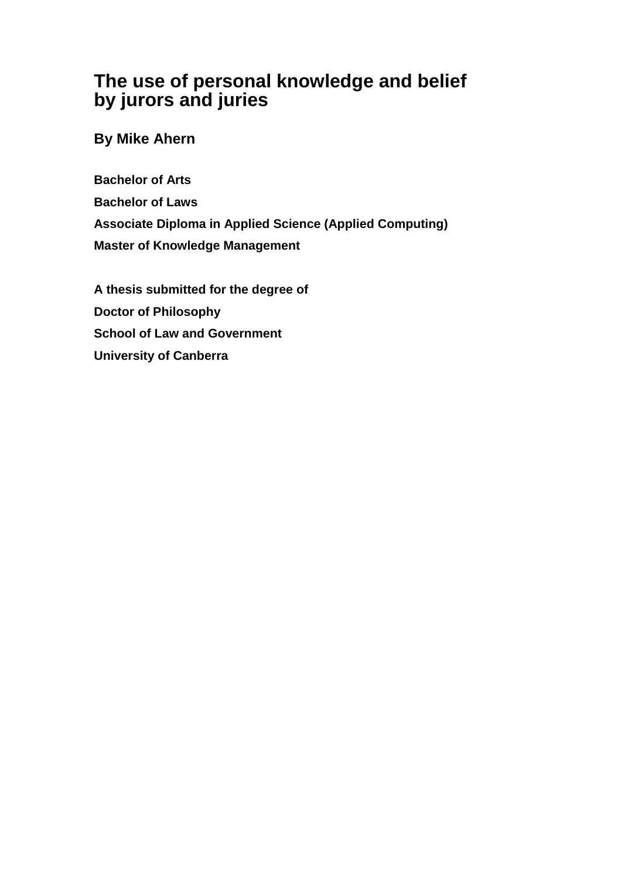# The use of personal knowledge and belief by jurors and juries

## By Mike Ahern

**Bachelor of Arts**

**Bachelor of Laws**

**Associate Diploma in Applied Science (Applied Computing)**

**Master of Knowledge Management**

**A thesis submitted for the degree of**

**Doctor of Philosophy**

**School of Law and Government**

**University of Canberra**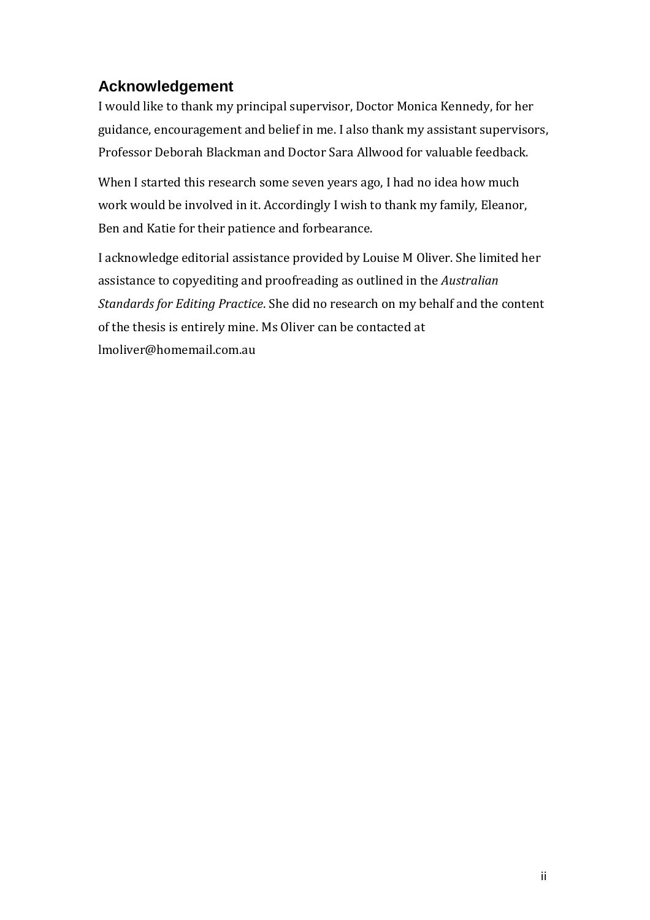## Acknowledgement

I would like to thank my principal supervisor, Doctor Monica Kennedy, for her guidance, encouragement and belief in me. I also thank my assistant supervisors, Professor Deborah Blackman and Doctor Sara Allwood for valuable feedback.

When I started this research some seven years ago, I had no idea how much work would be involved in it. Accordingly I wish to thank my family, Eleanor, Ben and Katie for their patience and forbearance.

I acknowledge editorial assistance provided by Louise M Oliver. She limited her assistance to copyediting and proofreading as outlined in the *Australian Standards for Editing Practice*. She did no research on my behalf and the content of the thesis is entirely mine. Ms Oliver can be contacted at lmoliver@homemail.com.au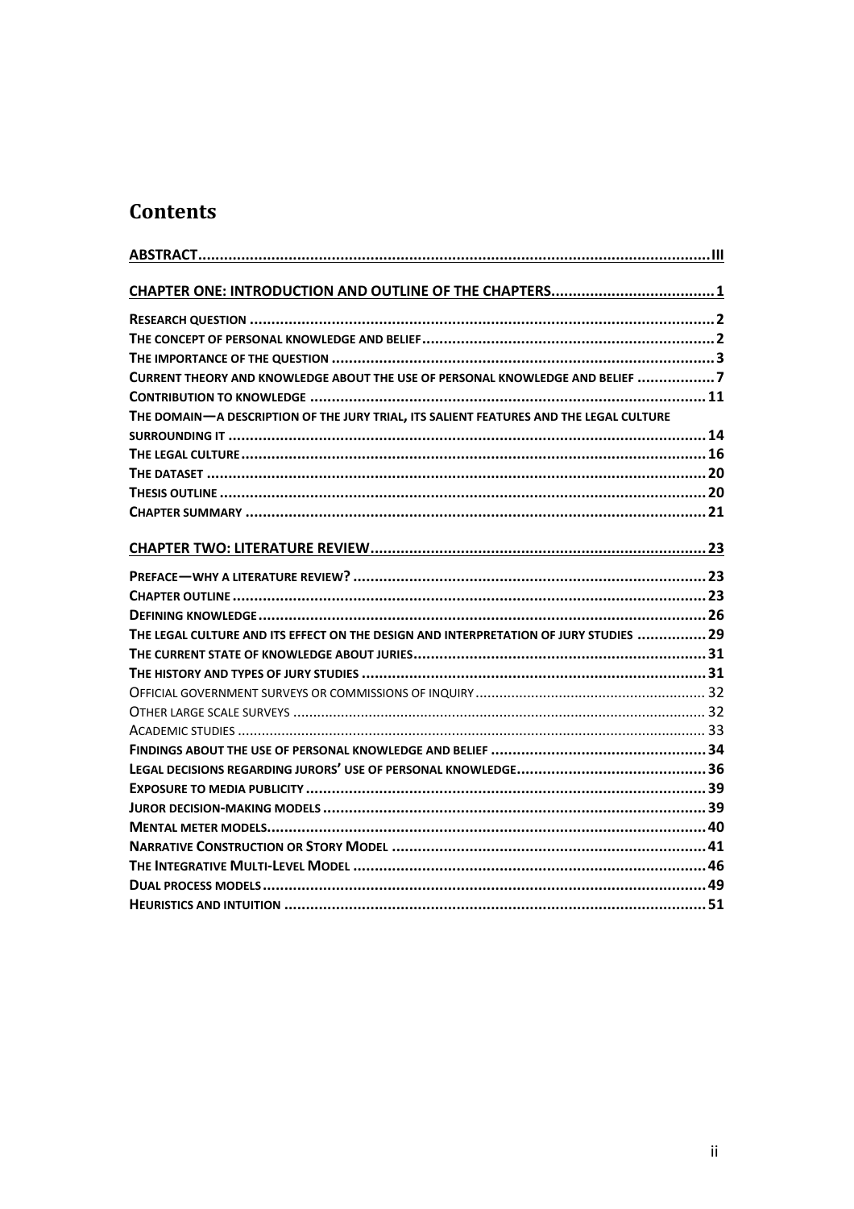# Contents

| | |
|---|---|
| **ABSTRACT** | **III** |
| **CHAPTER ONE: INTRODUCTION AND OUTLINE OF THE CHAPTERS** | **1** |
| **RESEARCH QUESTION** | **2** |
| **THE CONCEPT OF PERSONAL KNOWLEDGE AND BELIEF** | **2** |
| **THE IMPORTANCE OF THE QUESTION** | **3** |
| **CURRENT THEORY AND KNOWLEDGE ABOUT THE USE OF PERSONAL KNOWLEDGE AND BELIEF** | **7** |
| **CONTRIBUTION TO KNOWLEDGE** | **11** |
| **THE DOMAIN—A DESCRIPTION OF THE JURY TRIAL, ITS SALIENT FEATURES AND THE LEGAL CULTURE SURROUNDING IT** | **14** |
| **THE LEGAL CULTURE** | **16** |
| **THE DATASET** | **20** |
| **THESIS OUTLINE** | **20** |
| **CHAPTER SUMMARY** | **21** |
| **CHAPTER TWO: LITERATURE REVIEW** | **23** |
| **PREFACE—WHY A LITERATURE REVIEW?** | **23** |
| **CHAPTER OUTLINE** | **23** |
| **DEFINING KNOWLEDGE** | **26** |
| **THE LEGAL CULTURE AND ITS EFFECT ON THE DESIGN AND INTERPRETATION OF JURY STUDIES** | **29** |
| **THE CURRENT STATE OF KNOWLEDGE ABOUT JURIES** | **31** |
| **THE HISTORY AND TYPES OF JURY STUDIES** | **31** |
| OFFICIAL GOVERNMENT SURVEYS OR COMMISSIONS OF INQUIRY | 32 |
| OTHER LARGE SCALE SURVEYS | 32 |
| ACADEMIC STUDIES | 33 |
| **FINDINGS ABOUT THE USE OF PERSONAL KNOWLEDGE AND BELIEF** | **34** |
| **LEGAL DECISIONS REGARDING JURORS' USE OF PERSONAL KNOWLEDGE** | **36** |
| **EXPOSURE TO MEDIA PUBLICITY** | **39** |
| **JUROR DECISION-MAKING MODELS** | **39** |
| **MENTAL METER MODELS** | **40** |
| **NARRATIVE CONSTRUCTION OR STORY MODEL** | **41** |
| **THE INTEGRATIVE MULTI-LEVEL MODEL** | **46** |
| **DUAL PROCESS MODELS** | **49** |
| **HEURISTICS AND INTUITION** | **51** |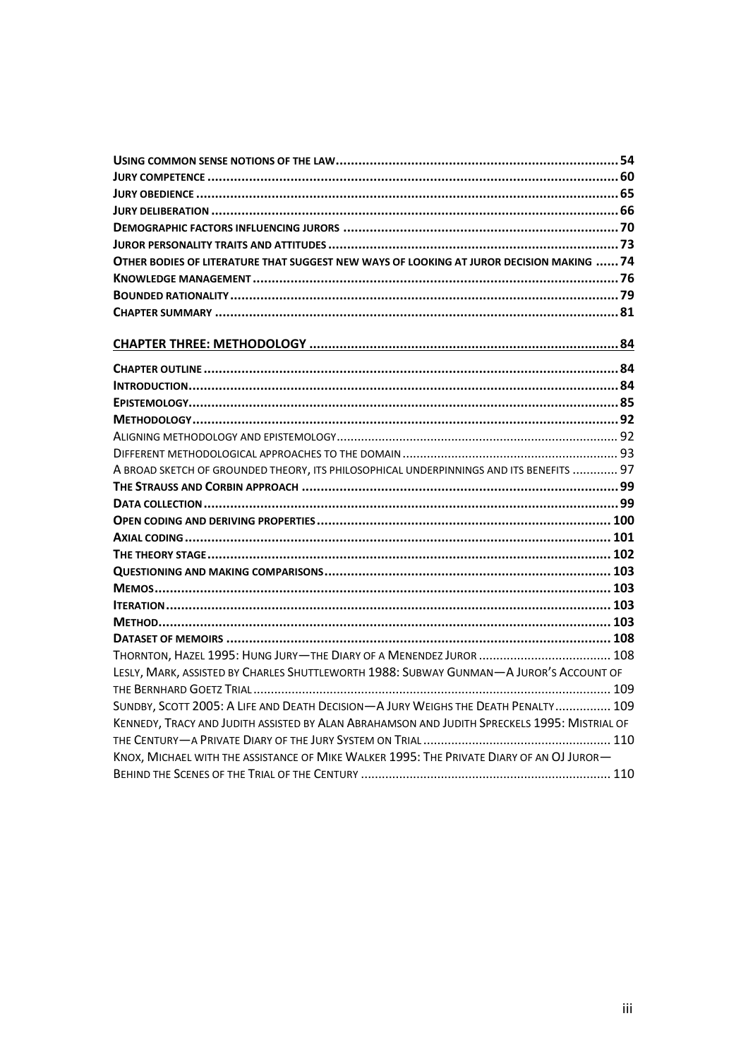**Using common sense notions of the law** .......... 54
**Jury competence** .......... 60
**Jury obedience** .......... 65
**Jury deliberation** .......... 66
**Demographic factors influencing jurors** .......... 70
**Juror personality traits and attitudes** .......... 73
**Other bodies of literature that suggest new ways of looking at juror decision making** .......... 74
**Knowledge management** .......... 76
**Bounded rationality** .......... 79
**Chapter summary** .......... 81

**CHAPTER THREE: METHODOLOGY** .......... 84

**Chapter outline** .......... 84
**Introduction** .......... 84
**Epistemology** .......... 85
**Methodology** .......... 92
Aligning methodology and epistemology .......... 92
Different methodological approaches to the domain .......... 93
A broad sketch of grounded theory, its philosophical underpinnings and its benefits .......... 97
**The Strauss and Corbin approach** .......... 99
**Data collection** .......... 99
**Open coding and deriving properties** .......... 100
**Axial coding** .......... 101
**The theory stage** .......... 102
**Questioning and making comparisons** .......... 103
**Memos** .......... 103
**Iteration** .......... 103
**Method** .......... 103
**Dataset of memoirs** .......... 108
Thornton, Hazel 1995: Hung Jury—The Diary of a Menendez Juror .......... 108
Lesly, Mark, assisted by Charles Shuttleworth 1988: Subway Gunman—A Juror's Account of the Bernhard Goetz Trial .......... 109
Sundby, Scott 2005: A Life and Death Decision—A Jury Weighs the Death Penalty .......... 109
Kennedy, Tracy and Judith assisted by Alan Abrahamson and Judith Spreckels 1995: Mistrial of the Century—A Private Diary of the Jury System on Trial .......... 110
Knox, Michael with the assistance of Mike Walker 1995: The Private Diary of an OJ Juror—Behind the Scenes of the Trial of the Century .......... 110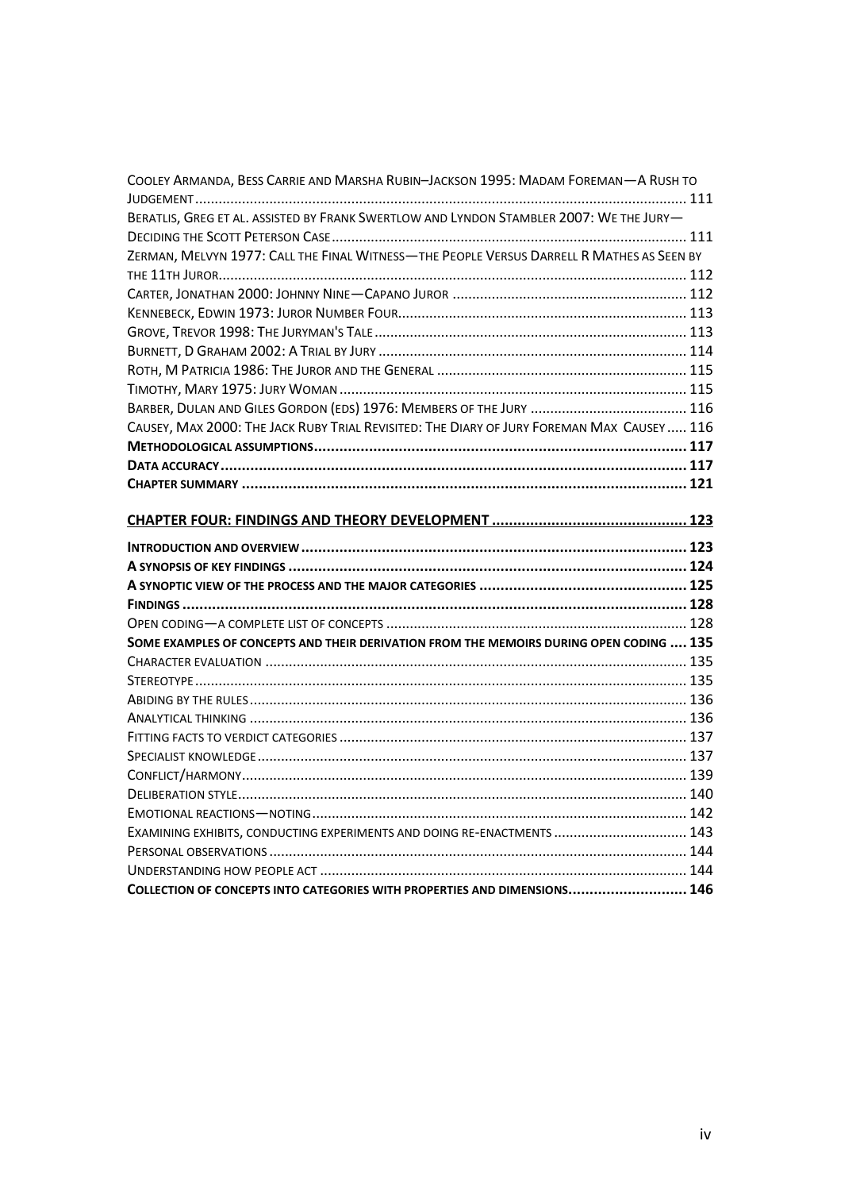Cooley Armanda, Bess Carrie and Marsha Rubin–Jackson 1995: Madam Foreman—A Rush to Judgement ........ 111
Beratlis, Greg et al. assisted by Frank Swertlow and Lyndon Stambler 2007: We the Jury—Deciding the Scott Peterson Case ........ 111
Zerman, Melvyn 1977: Call the Final Witness—the People Versus Darrell R Mathes as Seen by the 11th Juror ........ 112
Carter, Jonathan 2000: Johnny Nine—Capano Juror ........ 112
Kennebeck, Edwin 1973: Juror Number Four ........ 113
Grove, Trevor 1998: The Juryman's Tale ........ 113
Burnett, D Graham 2002: A Trial by Jury ........ 114
Roth, M Patricia 1986: The Juror and the General ........ 115
Timothy, Mary 1975: Jury Woman ........ 115
Barber, Dulan and Giles Gordon (eds) 1976: Members of the Jury ........ 116
Causey, Max 2000: The Jack Ruby Trial Revisited: The Diary of Jury Foreman Max Causey ........ 116
**Methodological assumptions ........ 117**
**Data accuracy ........ 117**
**Chapter summary ........ 121**

**CHAPTER FOUR: FINDINGS AND THEORY DEVELOPMENT ........ 123**

**Introduction and overview ........ 123**
**A synopsis of key findings ........ 124**
**A synoptic view of the process and the major categories ........ 125**
**Findings ........ 128**
Open coding—a complete list of concepts ........ 128
**Some examples of concepts and their derivation from the memoirs during open coding ........ 135**
Character evaluation ........ 135
Stereotype ........ 135
Abiding by the rules ........ 136
Analytical thinking ........ 136
Fitting facts to verdict categories ........ 137
Specialist knowledge ........ 137
Conflict/harmony ........ 139
Deliberation style ........ 140
Emotional reactions—noting ........ 142
Examining exhibits, conducting experiments and doing re-enactments ........ 143
Personal observations ........ 144
Understanding how people act ........ 144
**Collection of concepts into categories with properties and dimensions ........ 146**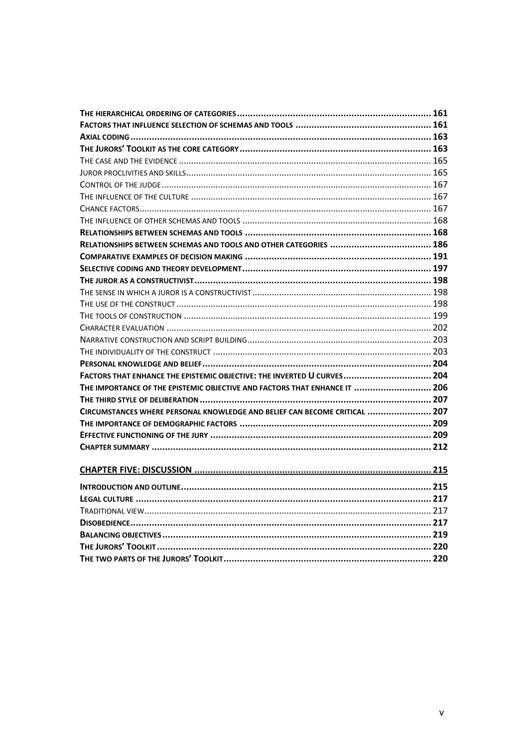**The hierarchical ordering of categories** ........ **161**
**Factors that influence selection of schemas and tools** ........ **161**
**Axial coding** ........ **163**
**The Jurors' Toolkit as the core category** ........ **163**
The case and the evidence ........ 165
Juror proclivities and skills ........ 165
Control of the judge ........ 167
The influence of the culture ........ 167
Chance factors ........ 167
The influence of other schemas and tools ........ 168
**Relationships between schemas and tools** ........ **168**
**Relationships between schemas and tools and other categories** ........ **186**
**Comparative examples of decision making** ........ **191**
**Selective coding and theory development** ........ **197**
**The juror as a constructivist** ........ **198**
The sense in which a juror is a constructivist ........ 198
The use of the construct ........ 198
The tools of construction ........ 199
Character evaluation ........ 202
Narrative construction and script building ........ 203
The individuality of the construct ........ 203
**Personal knowledge and belief** ........ **204**
**Factors that enhance the epistemic objective: the inverted U curves** ........ **204**
**The importance of the epistemic objective and factors that enhance it** ........ **206**
**The third style of deliberation** ........ **207**
**Circumstances where personal knowledge and belief can become critical** ........ **207**
**The importance of demographic factors** ........ **209**
**Effective functioning of the jury** ........ **209**
**Chapter summary** ........ **212**

**Chapter Five: Discussion** ........ **215**

**Introduction and outline** ........ **215**
**Legal culture** ........ **217**
Traditional view ........ 217
**Disobedience** ........ **217**
**Balancing objectives** ........ **219**
**The Jurors' Toolkit** ........ **220**
**The two parts of the Jurors' Toolkit** ........ **220**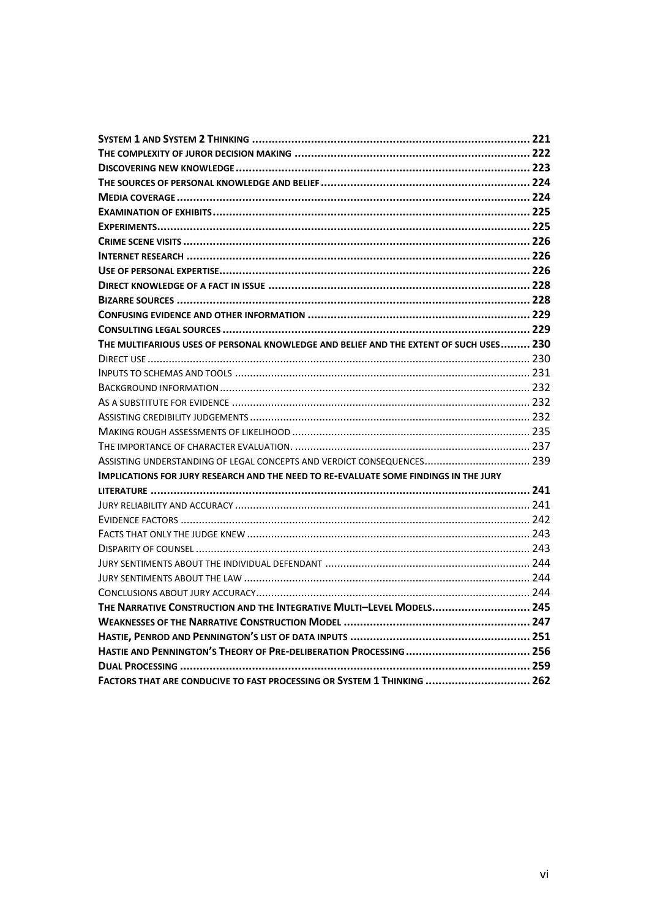**System 1 and System 2 Thinking** .......... **221**
**The complexity of juror decision making** .......... **222**
**Discovering new knowledge** .......... **223**
**The sources of personal knowledge and belief** .......... **224**
**Media coverage** .......... **224**
**Examination of exhibits** .......... **225**
**Experiments** .......... **225**
**Crime scene visits** .......... **226**
**Internet research** .......... **226**
**Use of personal expertise** .......... **226**
**Direct knowledge of a fact in issue** .......... **228**
**Bizarre sources** .......... **228**
**Confusing evidence and other information** .......... **229**
**Consulting legal sources** .......... **229**
**The multifarious uses of personal knowledge and belief and the extent of such uses** .......... **230**
Direct use .......... 230
Inputs to schemas and tools .......... 231
Background information .......... 232
As a substitute for evidence .......... 232
Assisting credibility judgements .......... 232
Making rough assessments of likelihood .......... 235
The importance of character evaluation. .......... 237
Assisting understanding of legal concepts and verdict consequences .......... 239
**Implications for jury research and the need to re-evaluate some findings in the jury literature** .......... **241**
Jury reliability and accuracy .......... 241
Evidence factors .......... 242
Facts that only the judge knew .......... 243
Disparity of counsel .......... 243
Jury sentiments about the individual defendant .......... 244
Jury sentiments about the law .......... 244
Conclusions about jury accuracy .......... 244
**The Narrative Construction and the Integrative Multi–Level Models** .......... **245**
**Weaknesses of the Narrative Construction Model** .......... **247**
**Hastie, Penrod and Pennington's list of data inputs** .......... **251**
**Hastie and Pennington's Theory of Pre-deliberation Processing** .......... **256**
**Dual Processing** .......... **259**
**Factors that are conducive to fast processing or System 1 Thinking** .......... **262**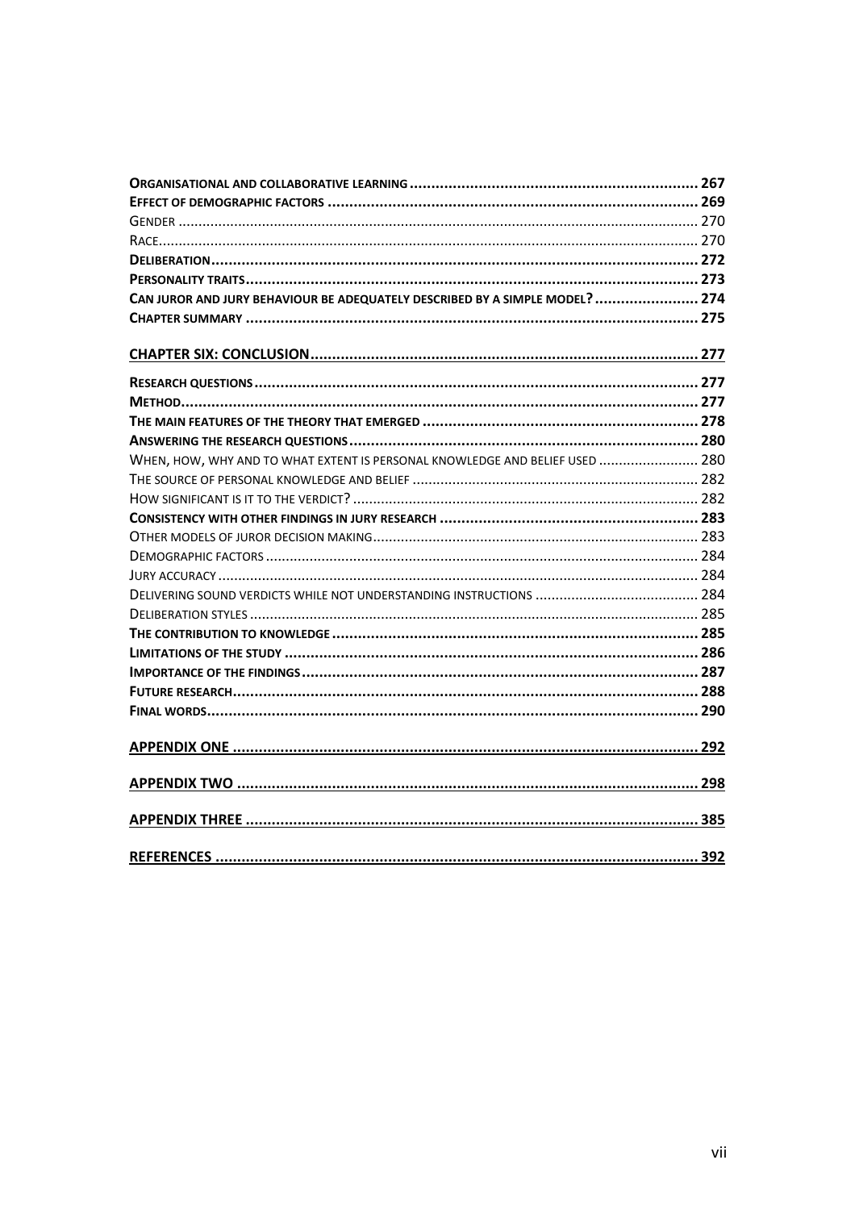**Organisational and collaborative learning** ..... 267
**Effect of demographic factors** ..... 269
Gender ..... 270
Race ..... 270
**Deliberation** ..... 272
**Personality traits** ..... 273
**Can juror and jury behaviour be adequately described by a simple model?** ..... 274
**Chapter summary** ..... 275

**Chapter Six: Conclusion** ..... 277

**Research questions** ..... 277
**Method** ..... 277
**The main features of the theory that emerged** ..... 278
**Answering the research questions** ..... 280
When, how, why and to what extent is personal knowledge and belief used ..... 280
The source of personal knowledge and belief ..... 282
How significant is it to the verdict? ..... 282
**Consistency with other findings in jury research** ..... 283
Other models of juror decision making ..... 283
Demographic factors ..... 284
Jury accuracy ..... 284
Delivering sound verdicts while not understanding instructions ..... 284
Deliberation styles ..... 285
**The contribution to knowledge** ..... 285
**Limitations of the study** ..... 286
**Importance of the findings** ..... 287
**Future research** ..... 288
**Final words** ..... 290

**Appendix One** ..... 292

**Appendix Two** ..... 298

**Appendix Three** ..... 385

**References** ..... 392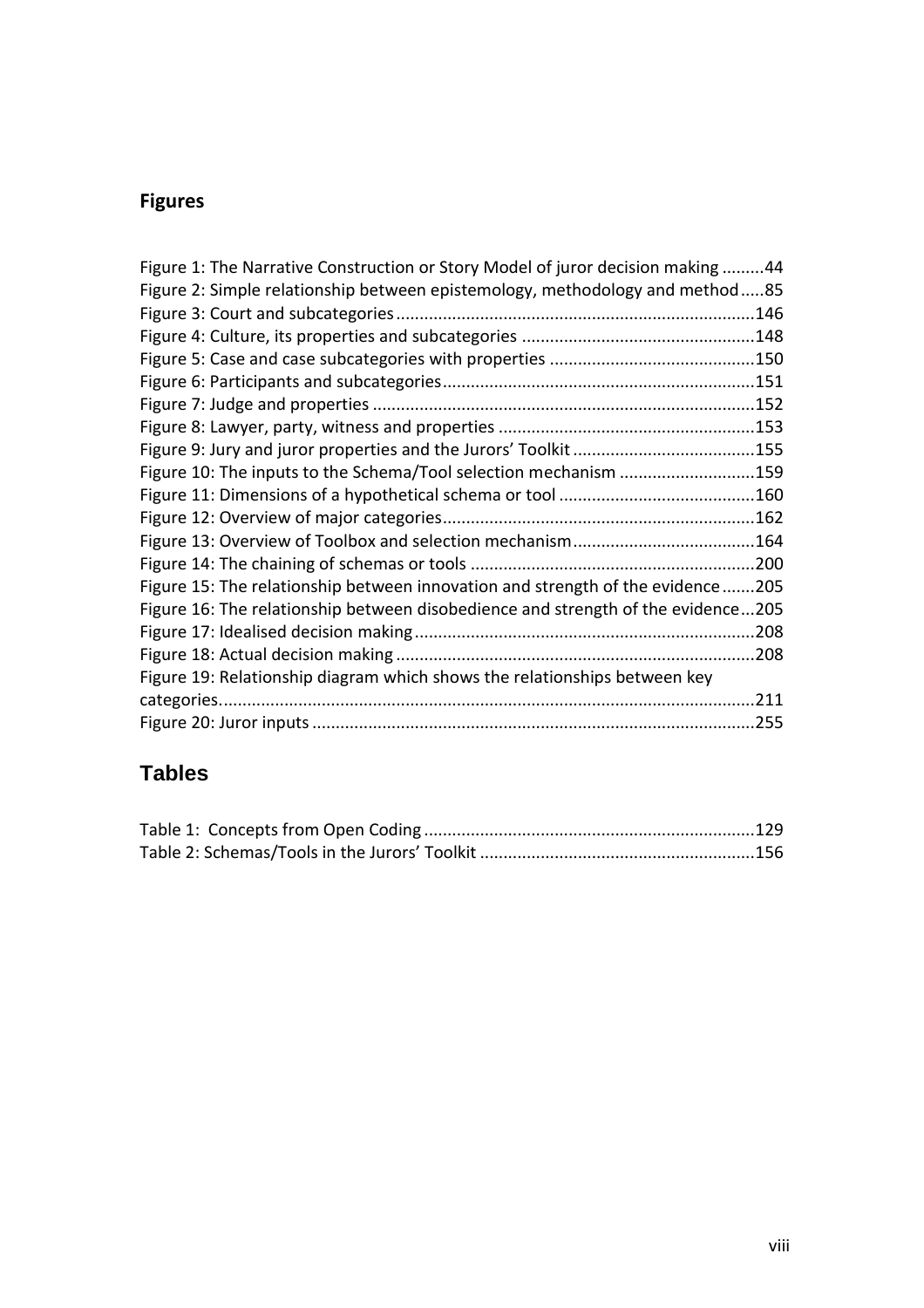## Figures

Figure 1: The Narrative Construction or Story Model of juror decision making .........44
Figure 2: Simple relationship between epistemology, methodology and method.....85
Figure 3: Court and subcategories............................................................................146
Figure 4: Culture, its properties and subcategories ..................................................148
Figure 5: Case and case subcategories with properties ............................................150
Figure 6: Participants and subcategories...................................................................151
Figure 7: Judge and properties .................................................................................152
Figure 8: Lawyer, party, witness and properties .......................................................153
Figure 9: Jury and juror properties and the Jurors' Toolkit .......................................155
Figure 10: The inputs to the Schema/Tool selection mechanism .............................159
Figure 11: Dimensions of a hypothetical schema or tool ..........................................160
Figure 12: Overview of major categories...................................................................162
Figure 13: Overview of Toolbox and selection mechanism.......................................164
Figure 14: The chaining of schemas or tools .............................................................200
Figure 15: The relationship between innovation and strength of the evidence.......205
Figure 16: The relationship between disobedience and strength of the evidence...205
Figure 17: Idealised decision making.........................................................................208
Figure 18: Actual decision making ............................................................................208
Figure 19: Relationship diagram which shows the relationships between key categories..................................................................................................................211
Figure 20: Juror inputs ..............................................................................................255

## Tables

Table 1: Concepts from Open Coding .......................................................................129
Table 2: Schemas/Tools in the Jurors' Toolkit ...........................................................156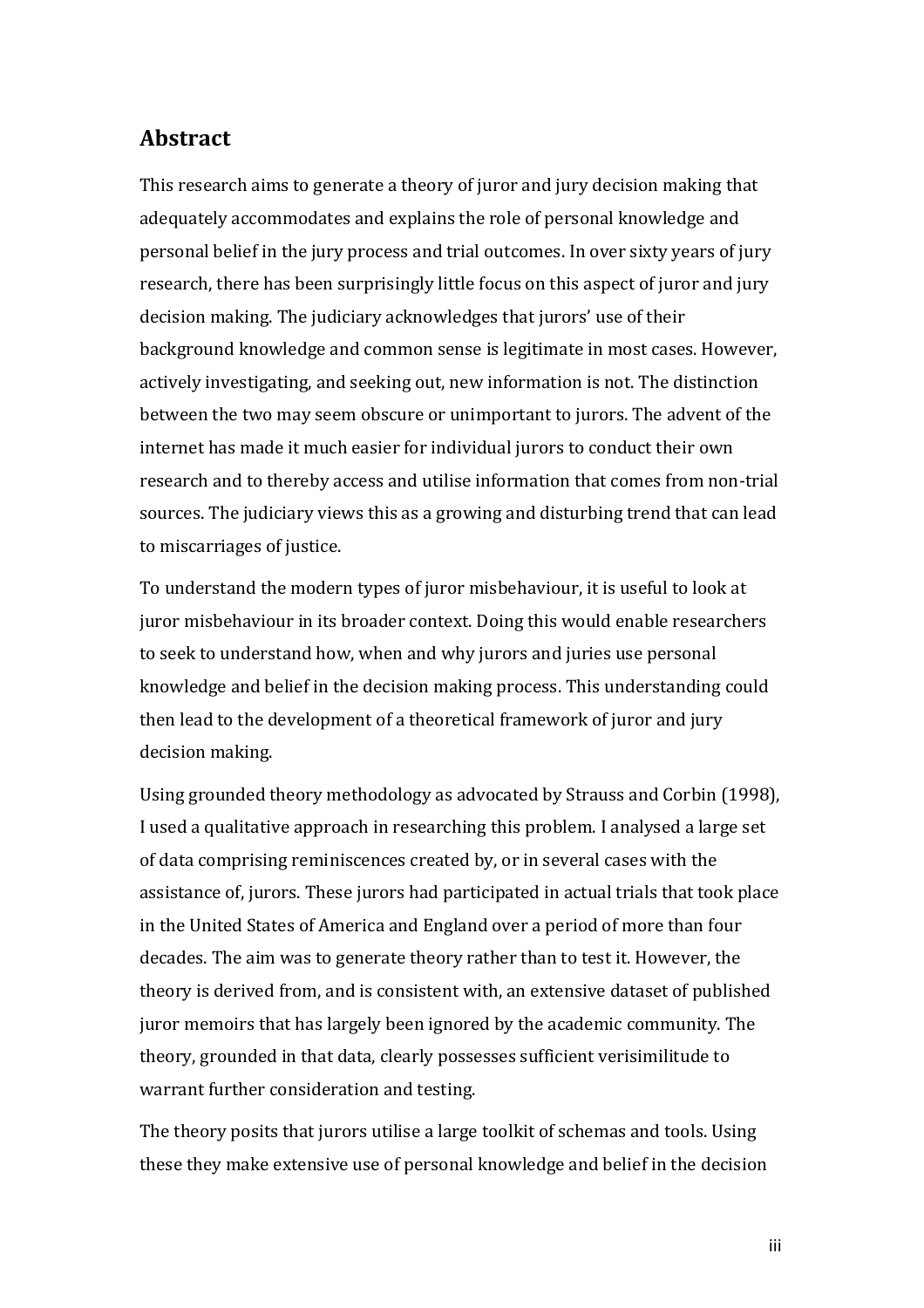## Abstract

This research aims to generate a theory of juror and jury decision making that adequately accommodates and explains the role of personal knowledge and personal belief in the jury process and trial outcomes. In over sixty years of jury research, there has been surprisingly little focus on this aspect of juror and jury decision making. The judiciary acknowledges that jurors' use of their background knowledge and common sense is legitimate in most cases. However, actively investigating, and seeking out, new information is not. The distinction between the two may seem obscure or unimportant to jurors. The advent of the internet has made it much easier for individual jurors to conduct their own research and to thereby access and utilise information that comes from non-trial sources. The judiciary views this as a growing and disturbing trend that can lead to miscarriages of justice.

To understand the modern types of juror misbehaviour, it is useful to look at juror misbehaviour in its broader context. Doing this would enable researchers to seek to understand how, when and why jurors and juries use personal knowledge and belief in the decision making process. This understanding could then lead to the development of a theoretical framework of juror and jury decision making.

Using grounded theory methodology as advocated by Strauss and Corbin (1998), I used a qualitative approach in researching this problem. I analysed a large set of data comprising reminiscences created by, or in several cases with the assistance of, jurors. These jurors had participated in actual trials that took place in the United States of America and England over a period of more than four decades. The aim was to generate theory rather than to test it. However, the theory is derived from, and is consistent with, an extensive dataset of published juror memoirs that has largely been ignored by the academic community. The theory, grounded in that data, clearly possesses sufficient verisimilitude to warrant further consideration and testing.

The theory posits that jurors utilise a large toolkit of schemas and tools. Using these they make extensive use of personal knowledge and belief in the decision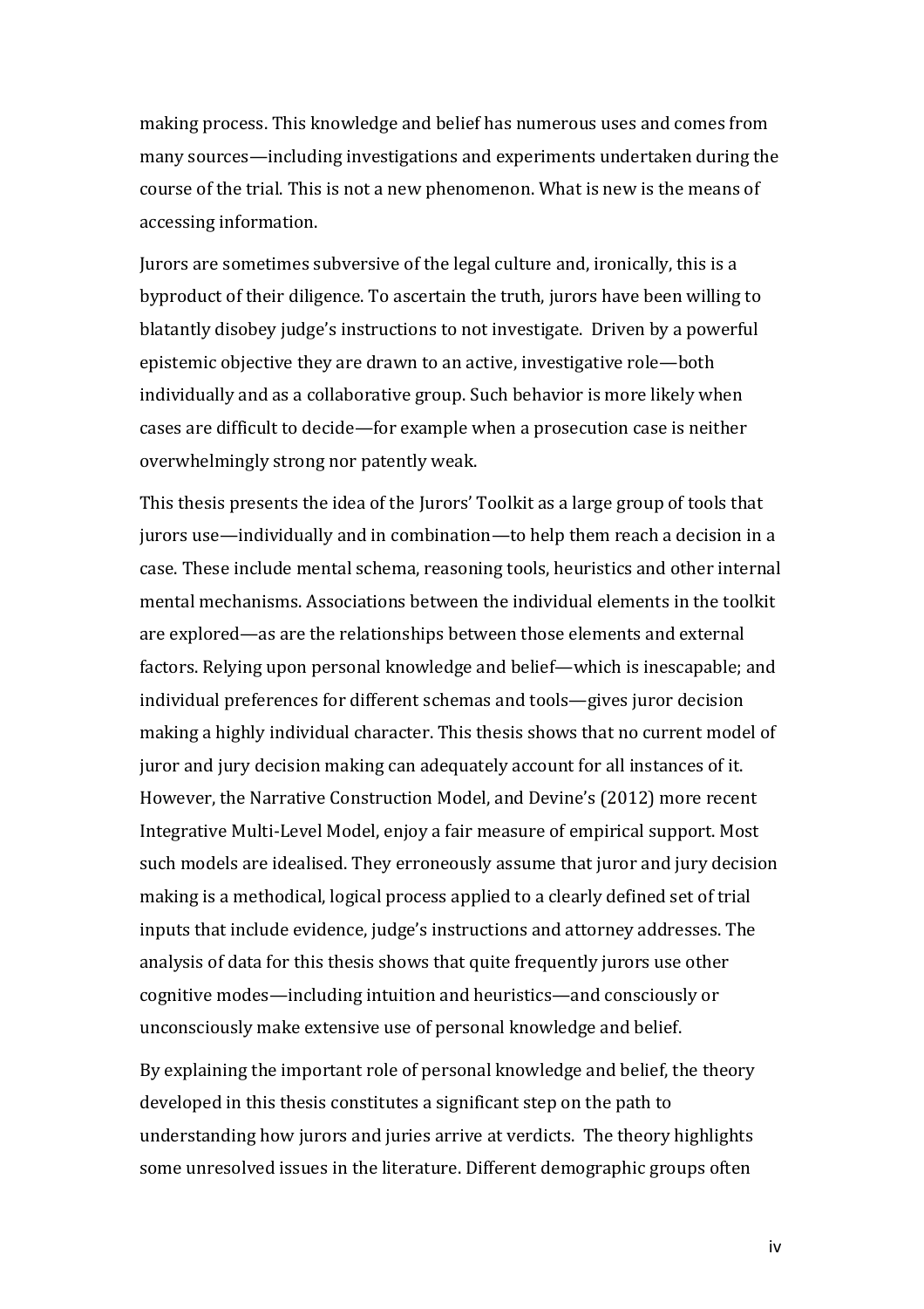making process. This knowledge and belief has numerous uses and comes from many sources—including investigations and experiments undertaken during the course of the trial. This is not a new phenomenon. What is new is the means of accessing information.

Jurors are sometimes subversive of the legal culture and, ironically, this is a byproduct of their diligence. To ascertain the truth, jurors have been willing to blatantly disobey judge's instructions to not investigate. Driven by a powerful epistemic objective they are drawn to an active, investigative role—both individually and as a collaborative group. Such behavior is more likely when cases are difficult to decide—for example when a prosecution case is neither overwhelmingly strong nor patently weak.

This thesis presents the idea of the Jurors' Toolkit as a large group of tools that jurors use—individually and in combination—to help them reach a decision in a case. These include mental schema, reasoning tools, heuristics and other internal mental mechanisms. Associations between the individual elements in the toolkit are explored—as are the relationships between those elements and external factors. Relying upon personal knowledge and belief—which is inescapable; and individual preferences for different schemas and tools—gives juror decision making a highly individual character. This thesis shows that no current model of juror and jury decision making can adequately account for all instances of it. However, the Narrative Construction Model, and Devine's (2012) more recent Integrative Multi-Level Model, enjoy a fair measure of empirical support. Most such models are idealised. They erroneously assume that juror and jury decision making is a methodical, logical process applied to a clearly defined set of trial inputs that include evidence, judge's instructions and attorney addresses. The analysis of data for this thesis shows that quite frequently jurors use other cognitive modes—including intuition and heuristics—and consciously or unconsciously make extensive use of personal knowledge and belief.

By explaining the important role of personal knowledge and belief, the theory developed in this thesis constitutes a significant step on the path to understanding how jurors and juries arrive at verdicts. The theory highlights some unresolved issues in the literature. Different demographic groups often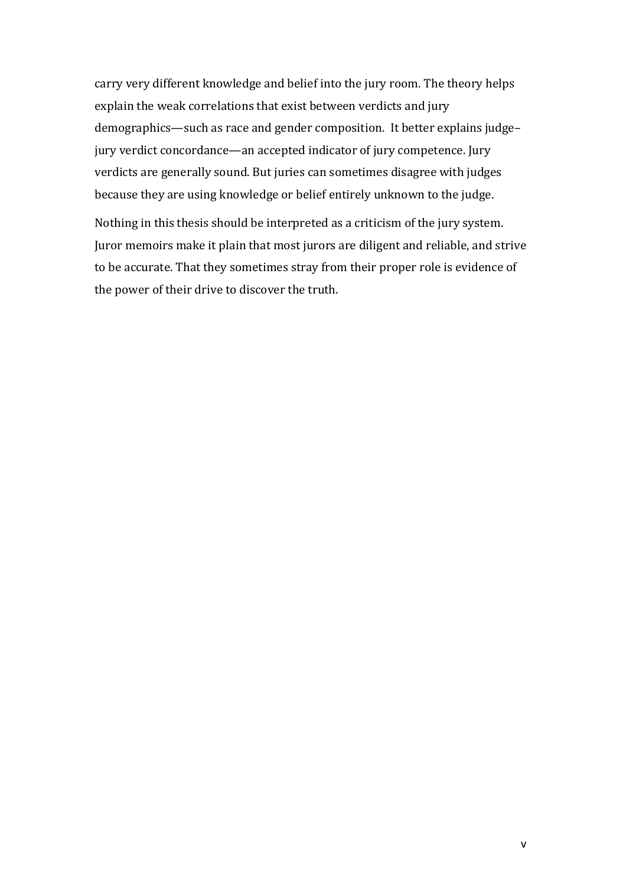carry very different knowledge and belief into the jury room. The theory helps explain the weak correlations that exist between verdicts and jury demographics—such as race and gender composition. It better explains judge–jury verdict concordance—an accepted indicator of jury competence. Jury verdicts are generally sound. But juries can sometimes disagree with judges because they are using knowledge or belief entirely unknown to the judge.

Nothing in this thesis should be interpreted as a criticism of the jury system. Juror memoirs make it plain that most jurors are diligent and reliable, and strive to be accurate. That they sometimes stray from their proper role is evidence of the power of their drive to discover the truth.